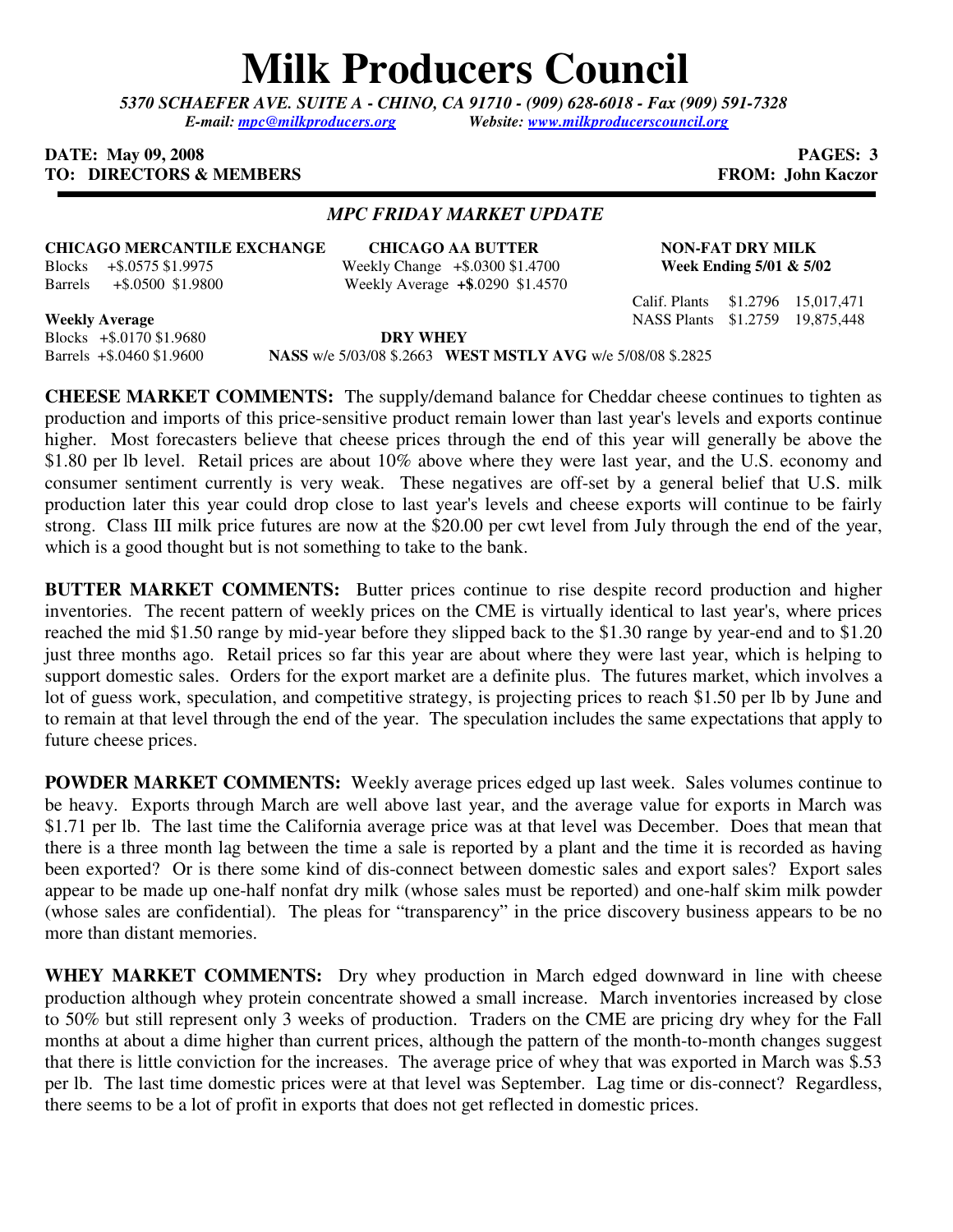# Milk Producers Council

*5370 SCHAEFER AVE. SUITE A - CHINO, CA 91710 - (909) 628-6018 - Fax (909) 591-7328*
*E-mail: mpc@milkproducers.org Website: www.milkproducerscouncil.org*

**DATE: May 09, 2008** **PAGES: 3**
**TO: DIRECTORS & MEMBERS** **FROM: John Kaczor**

### *MPC FRIDAY MARKET UPDATE*

**CHICAGO MERCANTILE EXCHANGE**

| | Change | Price |
|---|---|---|
| Blocks | +$.0575 | $1.9975 |
| Barrels | +$.0500 | $1.9800 |

**Weekly Average**

| | Change | Price |
|---|---|---|
| Blocks | +$.0170 | $1.9680 |
| Barrels | +$.0460 | $1.9600 |

**CHICAGO AA BUTTER**

| | Change | Price |
|---|---|---|
| Weekly Change | +$.0300 | $1.4700 |
| Weekly Average | +$.0290 | $1.4570 |

**NON-FAT DRY MILK**
**Week Ending 5/01 & 5/02**

| | Price | Volume |
|---|---|---|
| Calif. Plants | $1.2796 | 15,017,471 |
| NASS Plants | $1.2759 | 19,875,448 |

**DRY WHEY**
**NASS** w/e 5/03/08 $.2663 **WEST MSTLY AVG** w/e 5/08/08 $.2825

**CHEESE MARKET COMMENTS:** The supply/demand balance for Cheddar cheese continues to tighten as production and imports of this price-sensitive product remain lower than last year's levels and exports continue higher. Most forecasters believe that cheese prices through the end of this year will generally be above the $1.80 per lb level. Retail prices are about 10% above where they were last year, and the U.S. economy and consumer sentiment currently is very weak. These negatives are off-set by a general belief that U.S. milk production later this year could drop close to last year's levels and cheese exports will continue to be fairly strong. Class III milk price futures are now at the $20.00 per cwt level from July through the end of the year, which is a good thought but is not something to take to the bank.

**BUTTER MARKET COMMENTS:** Butter prices continue to rise despite record production and higher inventories. The recent pattern of weekly prices on the CME is virtually identical to last year's, where prices reached the mid $1.50 range by mid-year before they slipped back to the $1.30 range by year-end and to $1.20 just three months ago. Retail prices so far this year are about where they were last year, which is helping to support domestic sales. Orders for the export market are a definite plus. The futures market, which involves a lot of guess work, speculation, and competitive strategy, is projecting prices to reach $1.50 per lb by June and to remain at that level through the end of the year. The speculation includes the same expectations that apply to future cheese prices.

**POWDER MARKET COMMENTS:** Weekly average prices edged up last week. Sales volumes continue to be heavy. Exports through March are well above last year, and the average value for exports in March was $1.71 per lb. The last time the California average price was at that level was December. Does that mean that there is a three month lag between the time a sale is reported by a plant and the time it is recorded as having been exported? Or is there some kind of dis-connect between domestic sales and export sales? Export sales appear to be made up one-half nonfat dry milk (whose sales must be reported) and one-half skim milk powder (whose sales are confidential). The pleas for "transparency" in the price discovery business appears to be no more than distant memories.

**WHEY MARKET COMMENTS:** Dry whey production in March edged downward in line with cheese production although whey protein concentrate showed a small increase. March inventories increased by close to 50% but still represent only 3 weeks of production. Traders on the CME are pricing dry whey for the Fall months at about a dime higher than current prices, although the pattern of the month-to-month changes suggest that there is little conviction for the increases. The average price of whey that was exported in March was $.53 per lb. The last time domestic prices were at that level was September. Lag time or dis-connect? Regardless, there seems to be a lot of profit in exports that does not get reflected in domestic prices.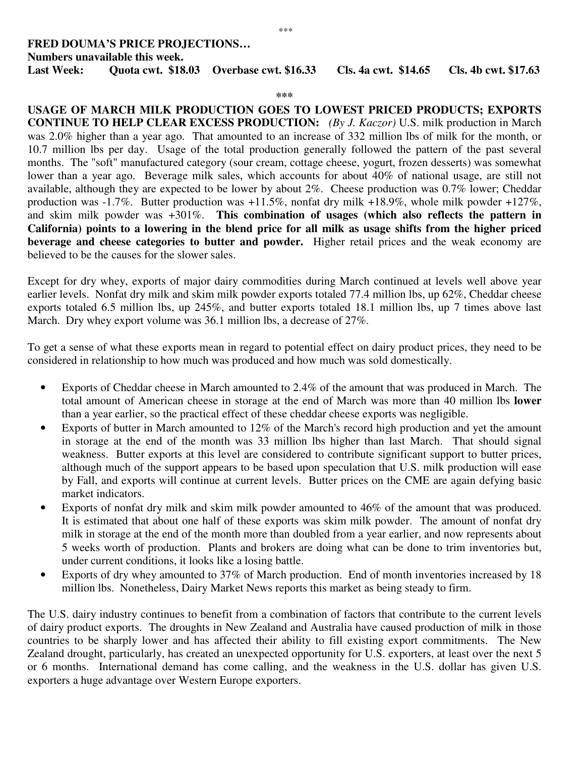\*\*\*

**FRED DOUMA'S PRICE PROJECTIONS…**
**Numbers unavailable this week.**
**Last Week: Quota cwt. \$18.03 Overbase cwt. \$16.33 Cls. 4a cwt. \$14.65 Cls. 4b cwt. \$17.63**

\*\*\*

**USAGE OF MARCH MILK PRODUCTION GOES TO LOWEST PRICED PRODUCTS; EXPORTS CONTINUE TO HELP CLEAR EXCESS PRODUCTION:** *(By J. Kaczor)* U.S. milk production in March was 2.0% higher than a year ago. That amounted to an increase of 332 million lbs of milk for the month, or 10.7 million lbs per day. Usage of the total production generally followed the pattern of the past several months. The "soft" manufactured category (sour cream, cottage cheese, yogurt, frozen desserts) was somewhat lower than a year ago. Beverage milk sales, which accounts for about 40% of national usage, are still not available, although they are expected to be lower by about 2%. Cheese production was 0.7% lower; Cheddar production was -1.7%. Butter production was +11.5%, nonfat dry milk +18.9%, whole milk powder +127%, and skim milk powder was +301%. **This combination of usages (which also reflects the pattern in California) points to a lowering in the blend price for all milk as usage shifts from the higher priced beverage and cheese categories to butter and powder.** Higher retail prices and the weak economy are believed to be the causes for the slower sales.

Except for dry whey, exports of major dairy commodities during March continued at levels well above year earlier levels. Nonfat dry milk and skim milk powder exports totaled 77.4 million lbs, up 62%, Cheddar cheese exports totaled 6.5 million lbs, up 245%, and butter exports totaled 18.1 million lbs, up 7 times above last March. Dry whey export volume was 36.1 million lbs, a decrease of 27%.

To get a sense of what these exports mean in regard to potential effect on dairy product prices, they need to be considered in relationship to how much was produced and how much was sold domestically.

- Exports of Cheddar cheese in March amounted to 2.4% of the amount that was produced in March. The total amount of American cheese in storage at the end of March was more than 40 million lbs **lower** than a year earlier, so the practical effect of these cheddar cheese exports was negligible.
- Exports of butter in March amounted to 12% of the March's record high production and yet the amount in storage at the end of the month was 33 million lbs higher than last March. That should signal weakness. Butter exports at this level are considered to contribute significant support to butter prices, although much of the support appears to be based upon speculation that U.S. milk production will ease by Fall, and exports will continue at current levels. Butter prices on the CME are again defying basic market indicators.
- Exports of nonfat dry milk and skim milk powder amounted to 46% of the amount that was produced. It is estimated that about one half of these exports was skim milk powder. The amount of nonfat dry milk in storage at the end of the month more than doubled from a year earlier, and now represents about 5 weeks worth of production. Plants and brokers are doing what can be done to trim inventories but, under current conditions, it looks like a losing battle.
- Exports of dry whey amounted to 37% of March production. End of month inventories increased by 18 million lbs. Nonetheless, Dairy Market News reports this market as being steady to firm.

The U.S. dairy industry continues to benefit from a combination of factors that contribute to the current levels of dairy product exports. The droughts in New Zealand and Australia have caused production of milk in those countries to be sharply lower and has affected their ability to fill existing export commitments. The New Zealand drought, particularly, has created an unexpected opportunity for U.S. exporters, at least over the next 5 or 6 months. International demand has come calling, and the weakness in the U.S. dollar has given U.S. exporters a huge advantage over Western Europe exporters.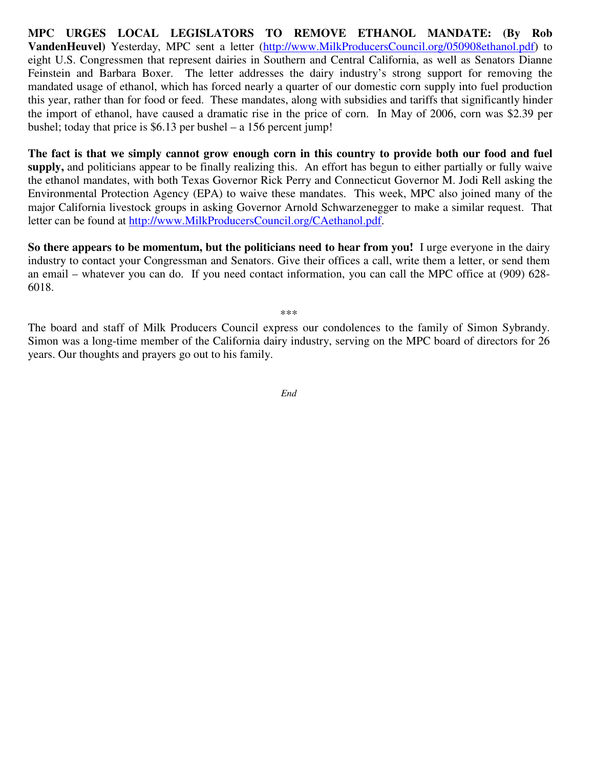**MPC URGES LOCAL LEGISLATORS TO REMOVE ETHANOL MANDATE: (By Rob VandenHeuvel)** Yesterday, MPC sent a letter (http://www.MilkProducersCouncil.org/050908ethanol.pdf) to eight U.S. Congressmen that represent dairies in Southern and Central California, as well as Senators Dianne Feinstein and Barbara Boxer. The letter addresses the dairy industry's strong support for removing the mandated usage of ethanol, which has forced nearly a quarter of our domestic corn supply into fuel production this year, rather than for food or feed. These mandates, along with subsidies and tariffs that significantly hinder the import of ethanol, have caused a dramatic rise in the price of corn. In May of 2006, corn was $2.39 per bushel; today that price is $6.13 per bushel – a 156 percent jump!

**The fact is that we simply cannot grow enough corn in this country to provide both our food and fuel supply,** and politicians appear to be finally realizing this. An effort has begun to either partially or fully waive the ethanol mandates, with both Texas Governor Rick Perry and Connecticut Governor M. Jodi Rell asking the Environmental Protection Agency (EPA) to waive these mandates. This week, MPC also joined many of the major California livestock groups in asking Governor Arnold Schwarzenegger to make a similar request. That letter can be found at http://www.MilkProducersCouncil.org/CAethanol.pdf.

**So there appears to be momentum, but the politicians need to hear from you!** I urge everyone in the dairy industry to contact your Congressman and Senators. Give their offices a call, write them a letter, or send them an email – whatever you can do. If you need contact information, you can call the MPC office at (909) 628-6018.

***

The board and staff of Milk Producers Council express our condolences to the family of Simon Sybrandy. Simon was a long-time member of the California dairy industry, serving on the MPC board of directors for 26 years. Our thoughts and prayers go out to his family.

*End*